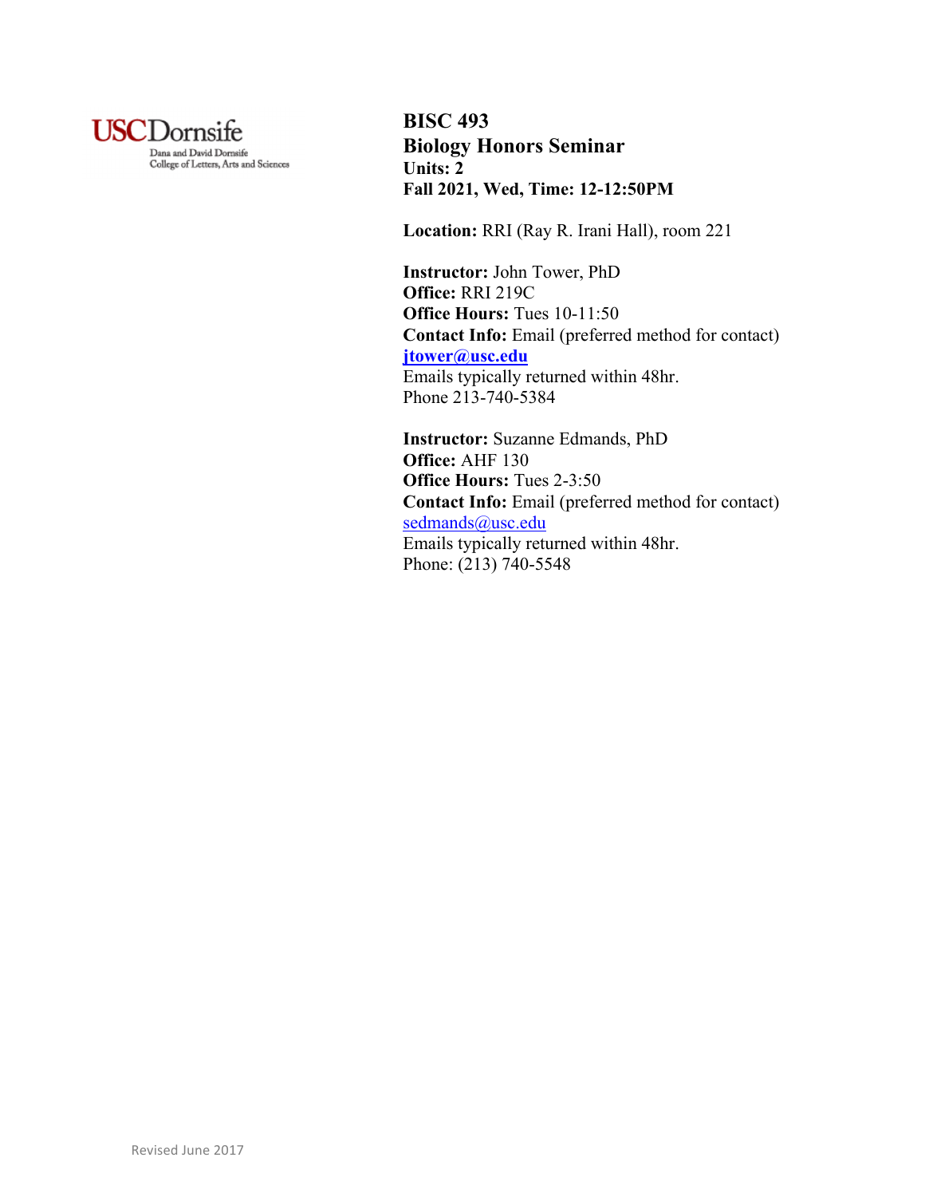USCDornsife
Dana and David Dornsife
College of Letters, Arts and Sciences

# BISC 493
## Biology Honors Seminar
**Units: 2**
**Fall 2021, Wed, Time: 12-12:50PM**

**Location:** RRI (Ray R. Irani Hall), room 221

**Instructor:** John Tower, PhD
**Office:** RRI 219C
**Office Hours:** Tues 10-11:50
**Contact Info:** Email (preferred method for contact)
**jtower@usc.edu**
Emails typically returned within 48hr.
Phone 213-740-5384

**Instructor:** Suzanne Edmands, PhD
**Office:** AHF 130
**Office Hours:** Tues 2-3:50
**Contact Info:** Email (preferred method for contact)
sedmands@usc.edu
Emails typically returned within 48hr.
Phone: (213) 740-5548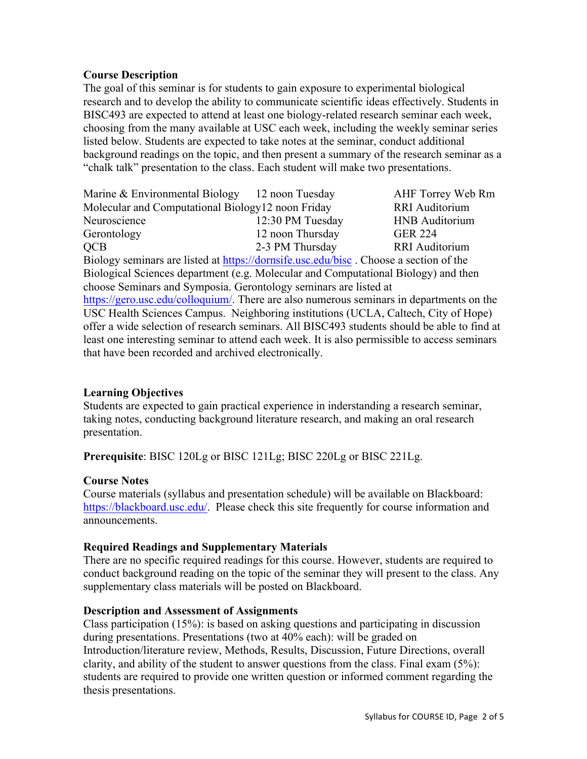## Course Description

The goal of this seminar is for students to gain exposure to experimental biological research and to develop the ability to communicate scientific ideas effectively. Students in BISC493 are expected to attend at least one biology-related research seminar each week, choosing from the many available at USC each week, including the weekly seminar series listed below. Students are expected to take notes at the seminar, conduct additional background readings on the topic, and then present a summary of the research seminar as a "chalk talk" presentation to the class. Each student will make two presentations.

| Seminar Series | Time | Location |
| --- | --- | --- |
| Marine & Environmental Biology | 12 noon Tuesday | AHF Torrey Web Rm |
| Molecular and Computational Biology | 12 noon Friday | RRI Auditorium |
| Neuroscience | 12:30 PM Tuesday | HNB Auditorium |
| Gerontology | 12 noon Thursday | GER 224 |
| QCB | 2-3 PM Thursday | RRI Auditorium |

Biology seminars are listed at https://dornsife.usc.edu/bisc . Choose a section of the Biological Sciences department (e.g. Molecular and Computational Biology) and then choose Seminars and Symposia. Gerontology seminars are listed at https://gero.usc.edu/colloquium/. There are also numerous seminars in departments on the USC Health Sciences Campus. Neighboring institutions (UCLA, Caltech, City of Hope) offer a wide selection of research seminars. All BISC493 students should be able to find at least one interesting seminar to attend each week. It is also permissible to access seminars that have been recorded and archived electronically.

## Learning Objectives

Students are expected to gain practical experience in understanding a research seminar, taking notes, conducting background literature research, and making an oral research presentation.

**Prerequisite**: BISC 120Lg or BISC 121Lg; BISC 220Lg or BISC 221Lg.

## Course Notes

Course materials (syllabus and presentation schedule) will be available on Blackboard: https://blackboard.usc.edu/. Please check this site frequently for course information and announcements.

## Required Readings and Supplementary Materials

There are no specific required readings for this course. However, students are required to conduct background reading on the topic of the seminar they will present to the class. Any supplementary class materials will be posted on Blackboard.

## Description and Assessment of Assignments

Class participation (15%): is based on asking questions and participating in discussion during presentations. Presentations (two at 40% each): will be graded on Introduction/literature review, Methods, Results, Discussion, Future Directions, overall clarity, and ability of the student to answer questions from the class. Final exam (5%): students are required to provide one written question or informed comment regarding the thesis presentations.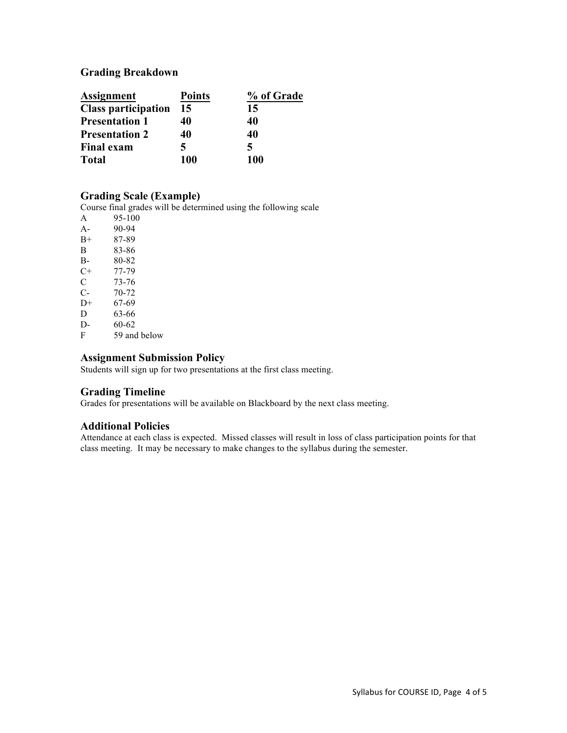## Grading Breakdown

| Assignment | Points | % of Grade |
|---|---|---|
| **Class participation** | **15** | **15** |
| **Presentation 1** | **40** | **40** |
| **Presentation 2** | **40** | **40** |
| **Final exam** | **5** | **5** |
| **Total** | **100** | **100** |

## Grading Scale (Example)

Course final grades will be determined using the following scale

| | |
|---|---|
| A | 95-100 |
| A- | 90-94 |
| B+ | 87-89 |
| B | 83-86 |
| B- | 80-82 |
| C+ | 77-79 |
| C | 73-76 |
| C- | 70-72 |
| D+ | 67-69 |
| D | 63-66 |
| D- | 60-62 |
| F | 59 and below |

## Assignment Submission Policy

Students will sign up for two presentations at the first class meeting.

## Grading Timeline

Grades for presentations will be available on Blackboard by the next class meeting.

## Additional Policies

Attendance at each class is expected. Missed classes will result in loss of class participation points for that class meeting. It may be necessary to make changes to the syllabus during the semester.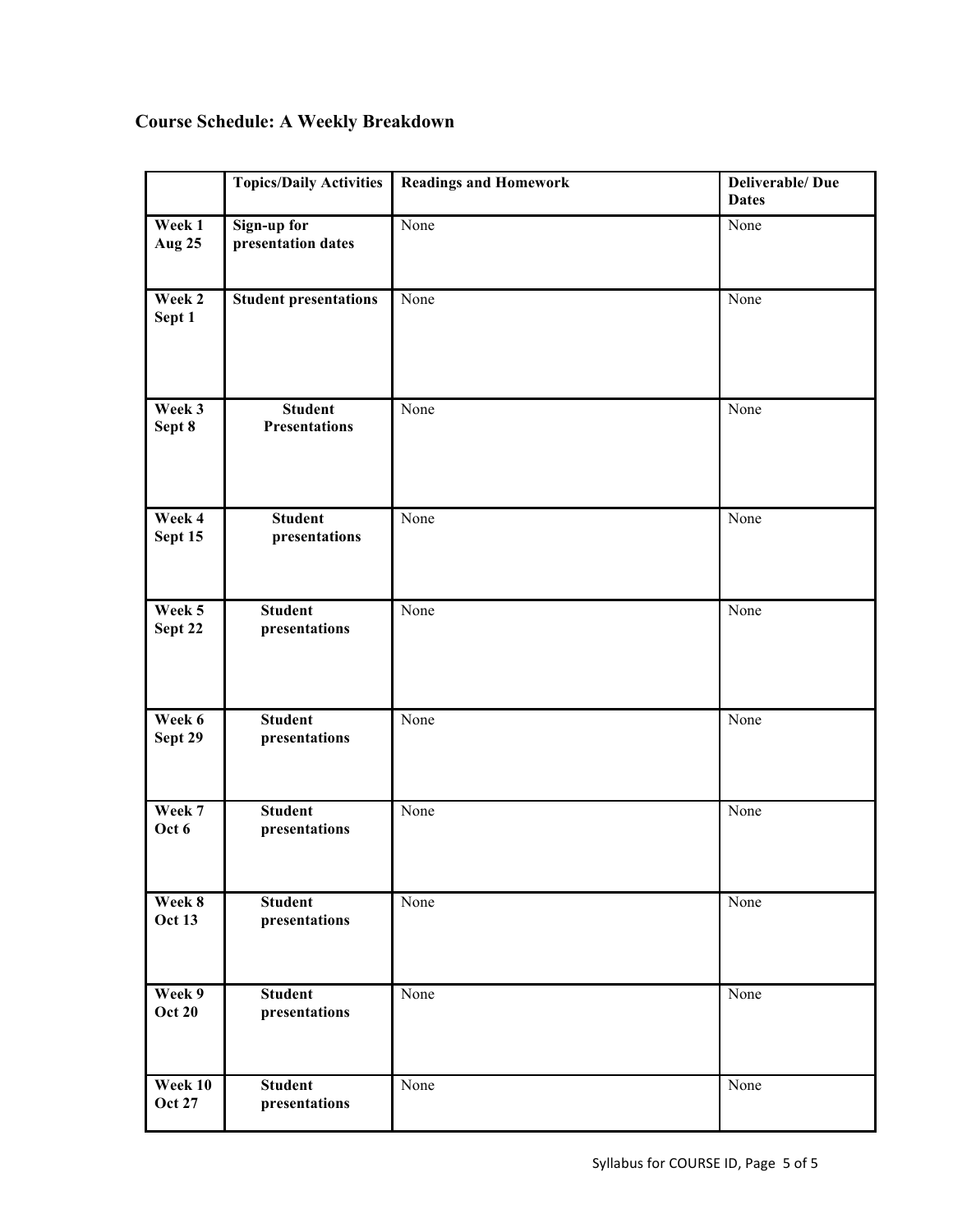## Course Schedule: A Weekly Breakdown

| | Topics/Daily Activities | Readings and Homework | Deliverable/ Due Dates |
|---|---|---|---|
| **Week 1 Aug 25** | **Sign-up for presentation dates** | None | None |
| **Week 2 Sept 1** | **Student presentations** | None | None |
| **Week 3 Sept 8** | **Student Presentations** | None | None |
| **Week 4 Sept 15** | **Student presentations** | None | None |
| **Week 5 Sept 22** | **Student presentations** | None | None |
| **Week 6 Sept 29** | **Student presentations** | None | None |
| **Week 7 Oct 6** | **Student presentations** | None | None |
| **Week 8 Oct 13** | **Student presentations** | None | None |
| **Week 9 Oct 20** | **Student presentations** | None | None |
| **Week 10 Oct 27** | **Student presentations** | None | None |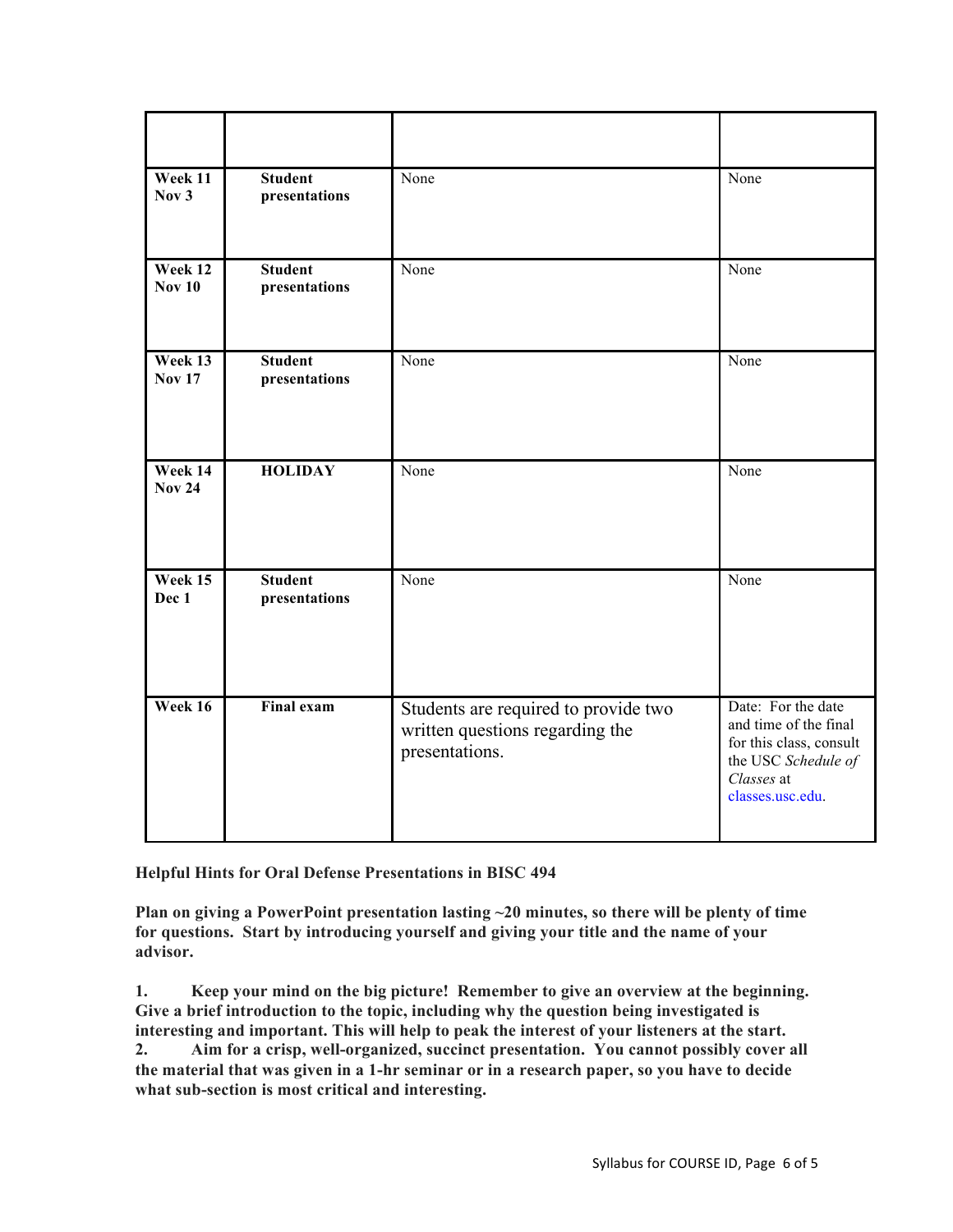| | | | |
|---|---|---|---|
| **Week 11 Nov 3** | **Student presentations** | None | None |
| **Week 12 Nov 10** | **Student presentations** | None | None |
| **Week 13 Nov 17** | **Student presentations** | None | None |
| **Week 14 Nov 24** | **HOLIDAY** | None | None |
| **Week 15 Dec 1** | **Student presentations** | None | None |
| **Week 16** | **Final exam** | Students are required to provide two written questions regarding the presentations. | Date: For the date and time of the final for this class, consult the USC *Schedule of Classes* at classes.usc.edu. |

**Helpful Hints for Oral Defense Presentations in BISC 494**

**Plan on giving a PowerPoint presentation lasting ~20 minutes, so there will be plenty of time for questions. Start by introducing yourself and giving your title and the name of your advisor.**

**1. Keep your mind on the big picture! Remember to give an overview at the beginning. Give a brief introduction to the topic, including why the question being investigated is interesting and important. This will help to peak the interest of your listeners at the start.**

**2. Aim for a crisp, well-organized, succinct presentation. You cannot possibly cover all the material that was given in a 1-hr seminar or in a research paper, so you have to decide what sub-section is most critical and interesting.**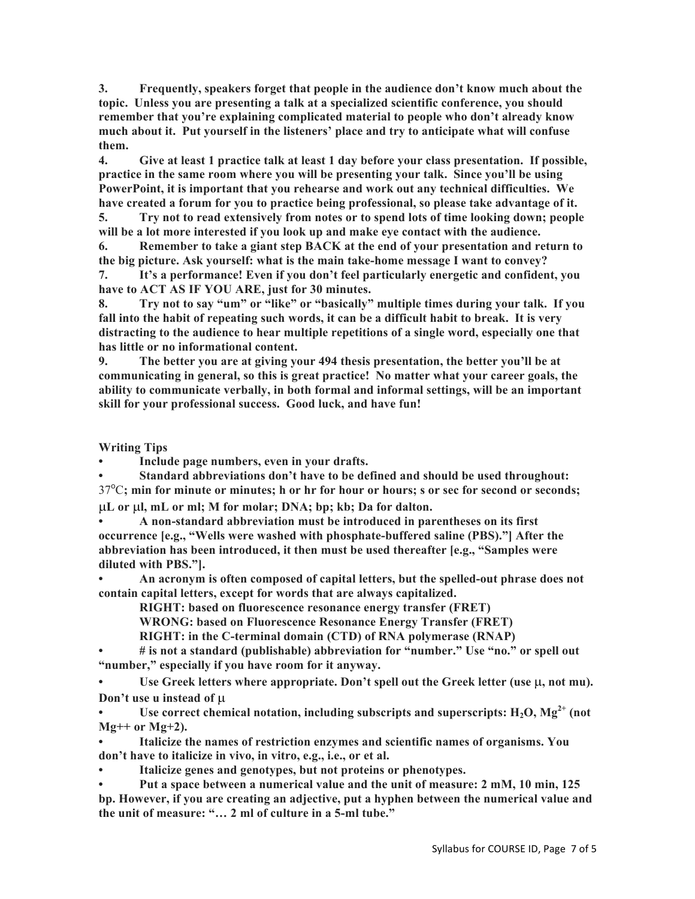**3. Frequently, speakers forget that people in the audience don't know much about the topic. Unless you are presenting a talk at a specialized scientific conference, you should remember that you're explaining complicated material to people who don't already know much about it. Put yourself in the listeners' place and try to anticipate what will confuse them.**

**4. Give at least 1 practice talk at least 1 day before your class presentation. If possible, practice in the same room where you will be presenting your talk. Since you'll be using PowerPoint, it is important that you rehearse and work out any technical difficulties. We have created a forum for you to practice being professional, so please take advantage of it.**

**5. Try not to read extensively from notes or to spend lots of time looking down; people will be a lot more interested if you look up and make eye contact with the audience.**

**6. Remember to take a giant step BACK at the end of your presentation and return to the big picture. Ask yourself: what is the main take-home message I want to convey?**

**7. It's a performance! Even if you don't feel particularly energetic and confident, you have to ACT AS IF YOU ARE, just for 30 minutes.**

**8. Try not to say "um" or "like" or "basically" multiple times during your talk. If you fall into the habit of repeating such words, it can be a difficult habit to break. It is very distracting to the audience to hear multiple repetitions of a single word, especially one that has little or no informational content.**

**9. The better you are at giving your 494 thesis presentation, the better you'll be at communicating in general, so this is great practice! No matter what your career goals, the ability to communicate verbally, in both formal and informal settings, will be an important skill for your professional success. Good luck, and have fun!**

**Writing Tips**

- **Include page numbers, even in your drafts.**
- **Standard abbreviations don't have to be defined and should be used throughout:** $37^{o}$C**; min for minute or minutes; h or hr for hour or hours; s or sec for second or seconds; μL or μl, mL or ml; M for molar; DNA; bp; kb; Da for dalton.**
- **A non-standard abbreviation must be introduced in parentheses on its first occurrence [e.g., "Wells were washed with phosphate-buffered saline (PBS)."] After the abbreviation has been introduced, it then must be used thereafter [e.g., "Samples were diluted with PBS."].**
- **An acronym is often composed of capital letters, but the spelled-out phrase does not contain capital letters, except for words that are always capitalized.**

  **RIGHT: based on fluorescence resonance energy transfer (FRET)**

  **WRONG: based on Fluorescence Resonance Energy Transfer (FRET)**

  **RIGHT: in the C-terminal domain (CTD) of RNA polymerase (RNAP)**
- **# is not a standard (publishable) abbreviation for "number." Use "no." or spell out "number," especially if you have room for it anyway.**
- **Use Greek letters where appropriate. Don't spell out the Greek letter (use μ, not mu). Don't use u instead of μ**
- **Use correct chemical notation, including subscripts and superscripts: $H_2O$, $Mg^{2+}$ (not Mg++ or Mg+2).**
- **Italicize the names of restriction enzymes and scientific names of organisms. You don't have to italicize in vivo, in vitro, e.g., i.e., or et al.**
- **Italicize genes and genotypes, but not proteins or phenotypes.**
- **Put a space between a numerical value and the unit of measure: 2 mM, 10 min, 125 bp. However, if you are creating an adjective, put a hyphen between the numerical value and the unit of measure: "… 2 ml of culture in a 5-ml tube."**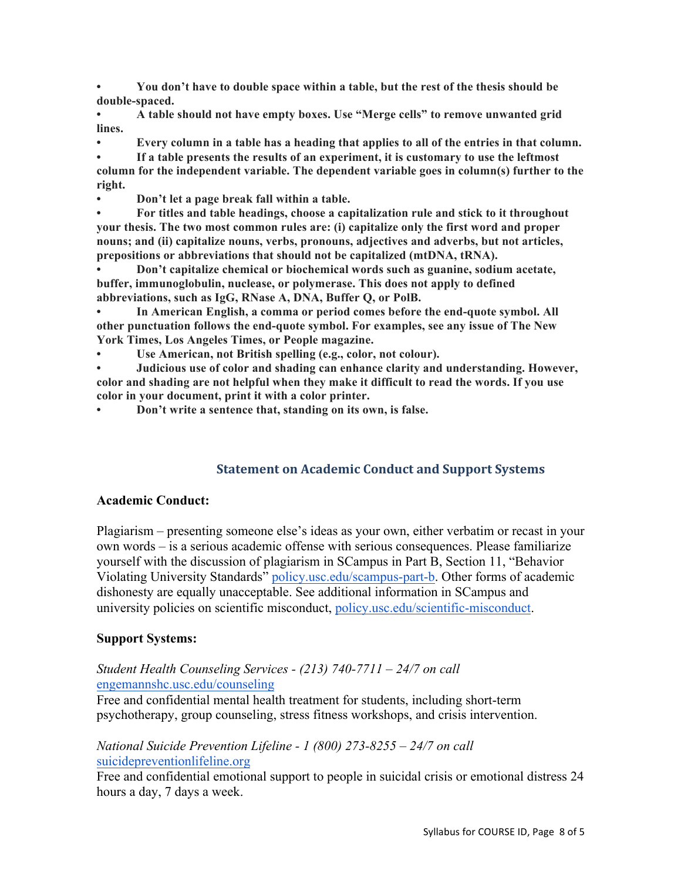- **You don't have to double space within a table, but the rest of the thesis should be double-spaced.**
- **A table should not have empty boxes. Use "Merge cells" to remove unwanted grid lines.**
- **Every column in a table has a heading that applies to all of the entries in that column.**
- **If a table presents the results of an experiment, it is customary to use the leftmost column for the independent variable. The dependent variable goes in column(s) further to the right.**
- **Don't let a page break fall within a table.**
- **For titles and table headings, choose a capitalization rule and stick to it throughout your thesis. The two most common rules are: (i) capitalize only the first word and proper nouns; and (ii) capitalize nouns, verbs, pronouns, adjectives and adverbs, but not articles, prepositions or abbreviations that should not be capitalized (mtDNA, tRNA).**
- **Don't capitalize chemical or biochemical words such as guanine, sodium acetate, buffer, immunoglobulin, nuclease, or polymerase. This does not apply to defined abbreviations, such as IgG, RNase A, DNA, Buffer Q, or PolB.**
- **In American English, a comma or period comes before the end-quote symbol. All other punctuation follows the end-quote symbol. For examples, see any issue of The New York Times, Los Angeles Times, or People magazine.**
- **Use American, not British spelling (e.g., color, not colour).**
- **Judicious use of color and shading can enhance clarity and understanding. However, color and shading are not helpful when they make it difficult to read the words. If you use color in your document, print it with a color printer.**
- **Don't write a sentence that, standing on its own, is false.**

## Statement on Academic Conduct and Support Systems

**Academic Conduct:**

Plagiarism – presenting someone else's ideas as your own, either verbatim or recast in your own words – is a serious academic offense with serious consequences. Please familiarize yourself with the discussion of plagiarism in SCampus in Part B, Section 11, "Behavior Violating University Standards" policy.usc.edu/scampus-part-b. Other forms of academic dishonesty are equally unacceptable. See additional information in SCampus and university policies on scientific misconduct, policy.usc.edu/scientific-misconduct.

**Support Systems:**

*Student Health Counseling Services - (213) 740-7711 – 24/7 on call*
engemannshc.usc.edu/counseling
Free and confidential mental health treatment for students, including short-term psychotherapy, group counseling, stress fitness workshops, and crisis intervention.

*National Suicide Prevention Lifeline - 1 (800) 273-8255 – 24/7 on call*
suicidepreventionlifeline.org
Free and confidential emotional support to people in suicidal crisis or emotional distress 24 hours a day, 7 days a week.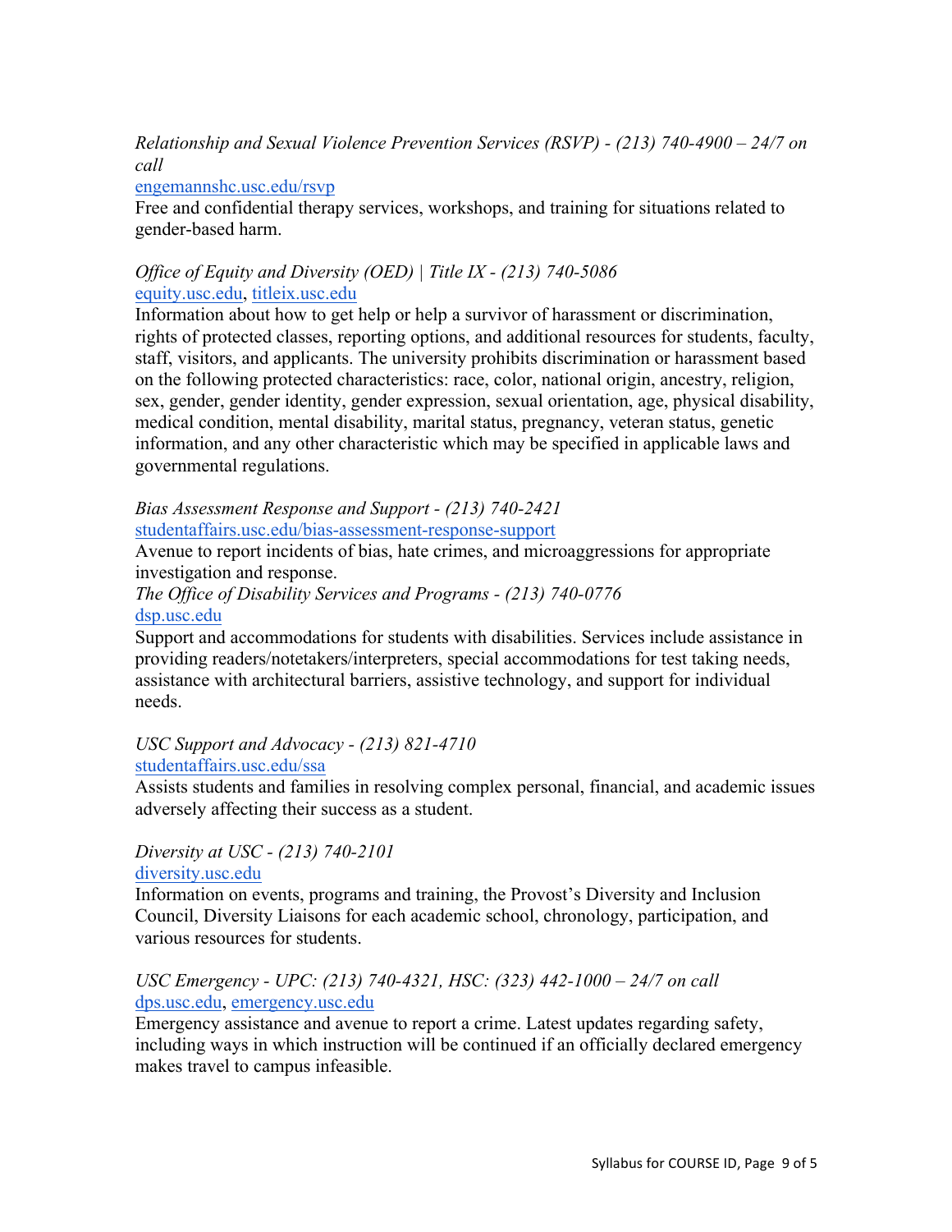*Relationship and Sexual Violence Prevention Services (RSVP) - (213) 740-4900 – 24/7 on call*
[engemannshc.usc.edu/rsvp](engemannshc.usc.edu/rsvp)
Free and confidential therapy services, workshops, and training for situations related to gender-based harm.

*Office of Equity and Diversity (OED) | Title IX - (213) 740-5086*
[equity.usc.edu](equity.usc.edu), [titleix.usc.edu](titleix.usc.edu)
Information about how to get help or help a survivor of harassment or discrimination, rights of protected classes, reporting options, and additional resources for students, faculty, staff, visitors, and applicants. The university prohibits discrimination or harassment based on the following protected characteristics: race, color, national origin, ancestry, religion, sex, gender, gender identity, gender expression, sexual orientation, age, physical disability, medical condition, mental disability, marital status, pregnancy, veteran status, genetic information, and any other characteristic which may be specified in applicable laws and governmental regulations.

*Bias Assessment Response and Support - (213) 740-2421*
[studentaffairs.usc.edu/bias-assessment-response-support](studentaffairs.usc.edu/bias-assessment-response-support)
Avenue to report incidents of bias, hate crimes, and microaggressions for appropriate investigation and response.

*The Office of Disability Services and Programs - (213) 740-0776*
[dsp.usc.edu](dsp.usc.edu)
Support and accommodations for students with disabilities. Services include assistance in providing readers/notetakers/interpreters, special accommodations for test taking needs, assistance with architectural barriers, assistive technology, and support for individual needs.

*USC Support and Advocacy - (213) 821-4710*
[studentaffairs.usc.edu/ssa](studentaffairs.usc.edu/ssa)
Assists students and families in resolving complex personal, financial, and academic issues adversely affecting their success as a student.

*Diversity at USC - (213) 740-2101*
[diversity.usc.edu](diversity.usc.edu)
Information on events, programs and training, the Provost's Diversity and Inclusion Council, Diversity Liaisons for each academic school, chronology, participation, and various resources for students.

*USC Emergency - UPC: (213) 740-4321, HSC: (323) 442-1000 – 24/7 on call*
[dps.usc.edu](dps.usc.edu), [emergency.usc.edu](emergency.usc.edu)
Emergency assistance and avenue to report a crime. Latest updates regarding safety, including ways in which instruction will be continued if an officially declared emergency makes travel to campus infeasible.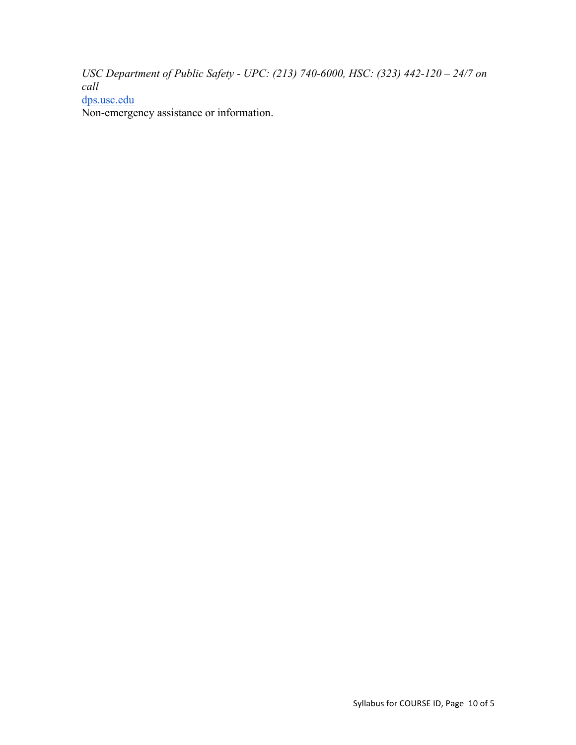*USC Department of Public Safety - UPC: (213) 740-6000, HSC: (323) 442-120 – 24/7 on call*
[dps.usc.edu](http://dps.usc.edu)
Non-emergency assistance or information.